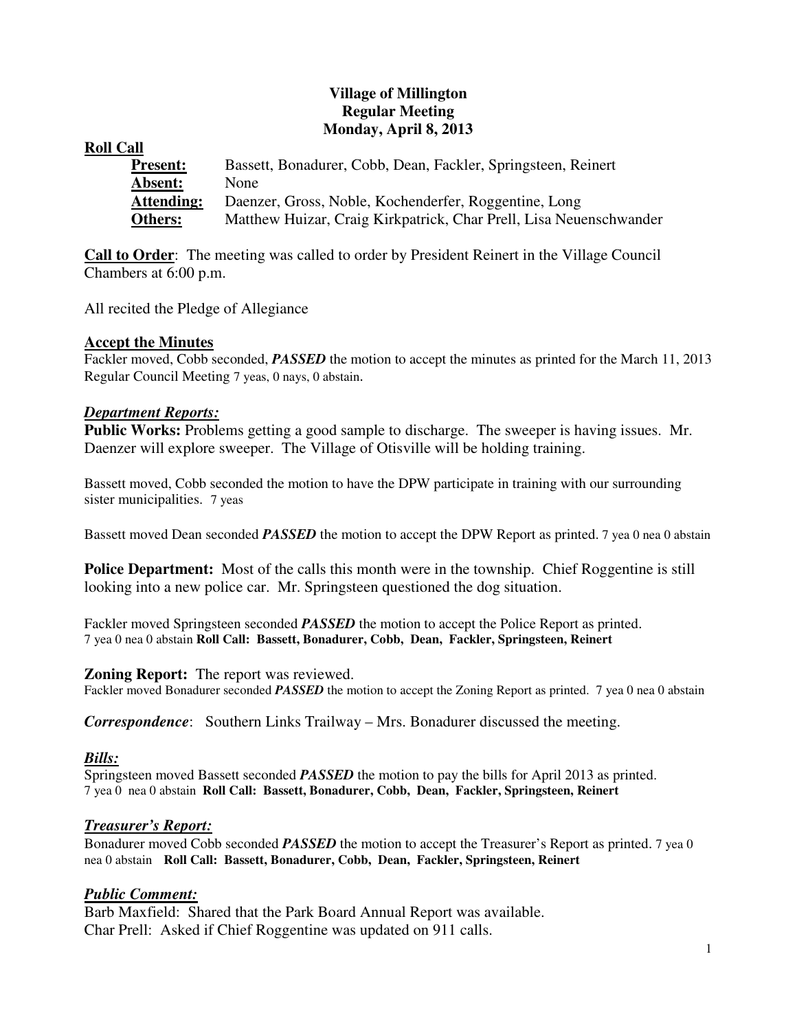# Village of Millington
## Regular Meeting
## Monday, April 8, 2013

**Roll Call**

**Present:** Bassett, Bonadurer, Cobb, Dean, Fackler, Springsteen, Reinert
**Absent:** None
**Attending:** Daenzer, Gross, Noble, Kochenderfer, Roggentine, Long
**Others:** Matthew Huizar, Craig Kirkpatrick, Char Prell, Lisa Neuenschwander

**Call to Order**: The meeting was called to order by President Reinert in the Village Council Chambers at 6:00 p.m.

All recited the Pledge of Allegiance

**Accept the Minutes**

Fackler moved, Cobb seconded, ***PASSED*** the motion to accept the minutes as printed for the March 11, 2013 Regular Council Meeting 7 yeas, 0 nays, 0 abstain.

***Department Reports:***

**Public Works:** Problems getting a good sample to discharge. The sweeper is having issues. Mr. Daenzer will explore sweeper. The Village of Otisville will be holding training.

Bassett moved, Cobb seconded the motion to have the DPW participate in training with our surrounding sister municipalities. 7 yeas

Bassett moved Dean seconded ***PASSED*** the motion to accept the DPW Report as printed. 7 yea 0 nea 0 abstain

**Police Department:** Most of the calls this month were in the township. Chief Roggentine is still looking into a new police car. Mr. Springsteen questioned the dog situation.

Fackler moved Springsteen seconded ***PASSED*** the motion to accept the Police Report as printed. 7 yea 0 nea 0 abstain **Roll Call: Bassett, Bonadurer, Cobb, Dean, Fackler, Springsteen, Reinert**

**Zoning Report:** The report was reviewed.

Fackler moved Bonadurer seconded ***PASSED*** the motion to accept the Zoning Report as printed. 7 yea 0 nea 0 abstain

***Correspondence***: Southern Links Trailway – Mrs. Bonadurer discussed the meeting.

***Bills:***

Springsteen moved Bassett seconded ***PASSED*** the motion to pay the bills for April 2013 as printed. 7 yea 0 nea 0 abstain **Roll Call: Bassett, Bonadurer, Cobb, Dean, Fackler, Springsteen, Reinert**

***Treasurer's Report:***

Bonadurer moved Cobb seconded ***PASSED*** the motion to accept the Treasurer's Report as printed. 7 yea 0 nea 0 abstain **Roll Call: Bassett, Bonadurer, Cobb, Dean, Fackler, Springsteen, Reinert**

***Public Comment:***

Barb Maxfield: Shared that the Park Board Annual Report was available.
Char Prell: Asked if Chief Roggentine was updated on 911 calls.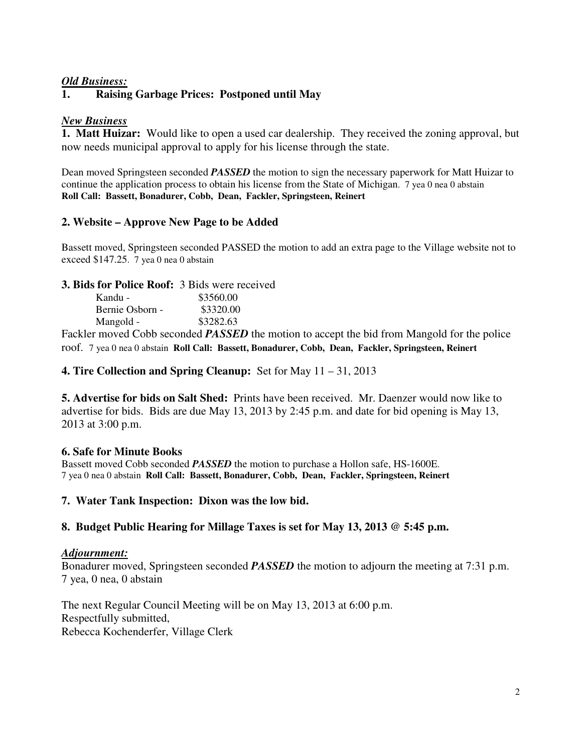***Old Business:***

**1. Raising Garbage Prices: Postponed until May**

***New Business***

**1. Matt Huizar:** Would like to open a used car dealership. They received the zoning approval, but now needs municipal approval to apply for his license through the state.

Dean moved Springsteen seconded ***PASSED*** the motion to sign the necessary paperwork for Matt Huizar to continue the application process to obtain his license from the State of Michigan. 7 yea 0 nea 0 abstain
**Roll Call: Bassett, Bonadurer, Cobb, Dean, Fackler, Springsteen, Reinert**

**2. Website – Approve New Page to be Added**

Bassett moved, Springsteen seconded PASSED the motion to add an extra page to the Village website not to exceed $147.25. 7 yea 0 nea 0 abstain

**3. Bids for Police Roof:** 3 Bids were received

| | |
|---|---|
| Kandu - | $3560.00 |
| Bernie Osborn - | $3320.00 |
| Mangold - | $3282.63 |

Fackler moved Cobb seconded ***PASSED*** the motion to accept the bid from Mangold for the police roof. 7 yea 0 nea 0 abstain **Roll Call: Bassett, Bonadurer, Cobb, Dean, Fackler, Springsteen, Reinert**

**4. Tire Collection and Spring Cleanup:** Set for May 11 – 31, 2013

**5. Advertise for bids on Salt Shed:** Prints have been received. Mr. Daenzer would now like to advertise for bids. Bids are due May 13, 2013 by 2:45 p.m. and date for bid opening is May 13, 2013 at 3:00 p.m.

**6. Safe for Minute Books**

Bassett moved Cobb seconded ***PASSED*** the motion to purchase a Hollon safe, HS-1600E.
7 yea 0 nea 0 abstain **Roll Call: Bassett, Bonadurer, Cobb, Dean, Fackler, Springsteen, Reinert**

**7. Water Tank Inspection: Dixon was the low bid.**

**8. Budget Public Hearing for Millage Taxes is set for May 13, 2013 @ 5:45 p.m.**

***Adjournment:***

Bonadurer moved, Springsteen seconded ***PASSED*** the motion to adjourn the meeting at 7:31 p.m.
7 yea, 0 nea, 0 abstain

The next Regular Council Meeting will be on May 13, 2013 at 6:00 p.m.
Respectfully submitted,
Rebecca Kochenderfer, Village Clerk